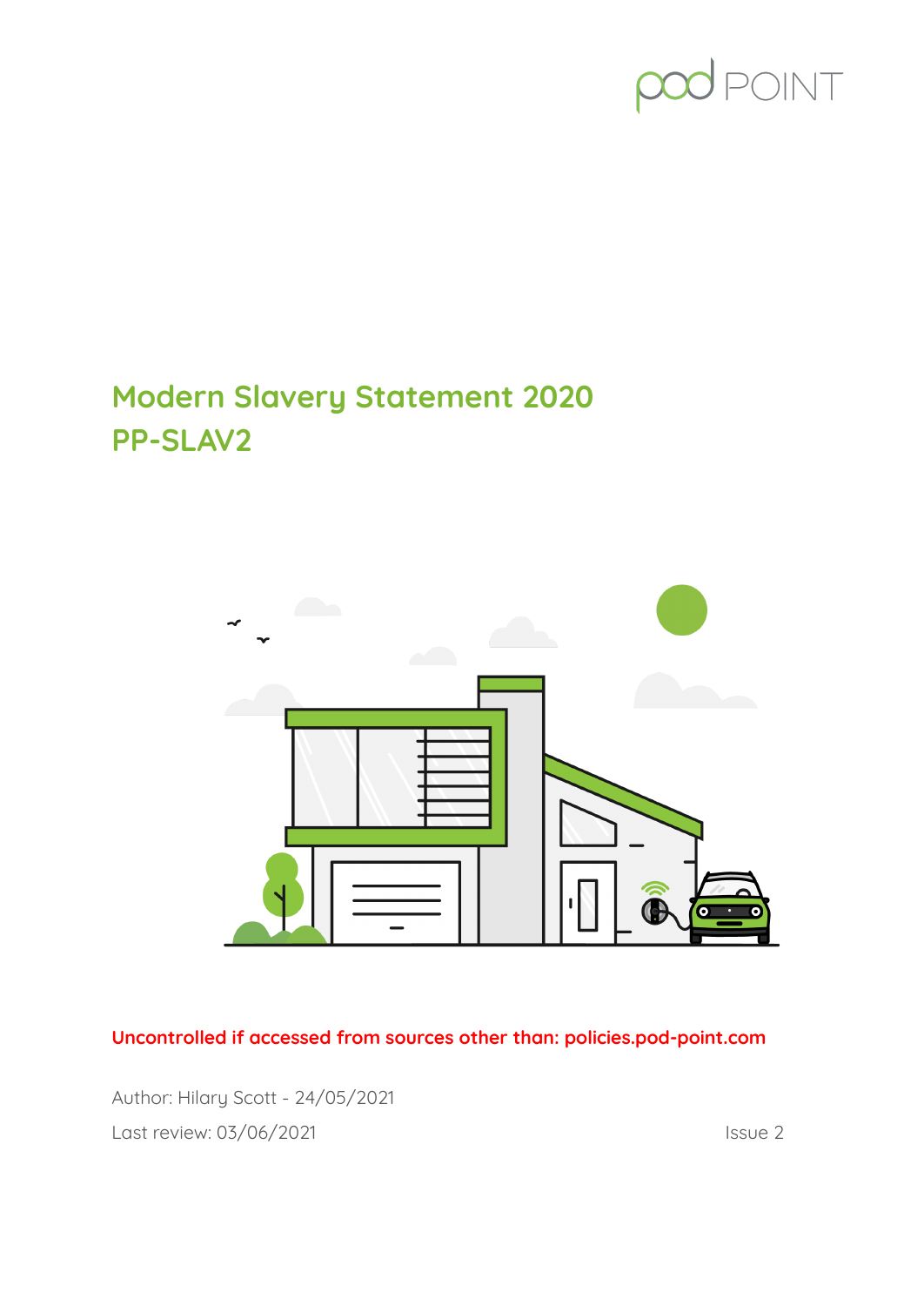# Modern Slavery Statement 2020
# PP-SLAV2

**Uncontrolled if accessed from sources other than: policies.pod-point.com**

Author: Hilary Scott - 24/05/2021

Last review: 03/06/2021

Issue 2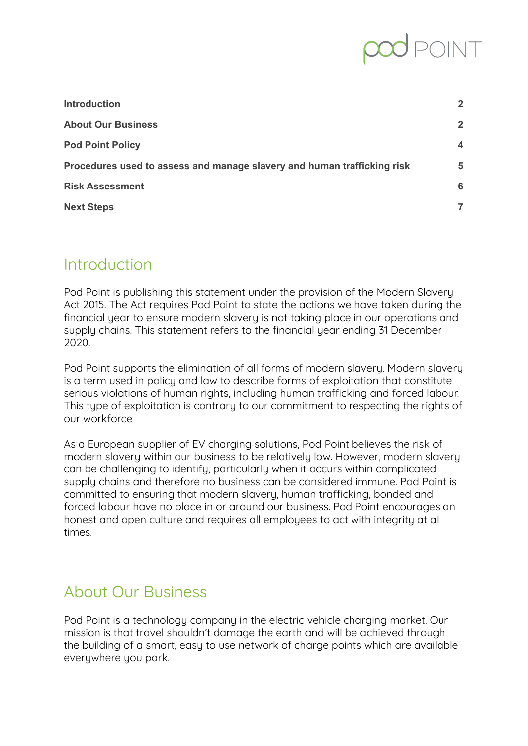| | |
|---|---|
| **Introduction** | **2** |
| **About Our Business** | **2** |
| **Pod Point Policy** | **4** |
| **Procedures used to assess and manage slavery and human trafficking risk** | **5** |
| **Risk Assessment** | **6** |
| **Next Steps** | **7** |

## Introduction

Pod Point is publishing this statement under the provision of the Modern Slavery Act 2015. The Act requires Pod Point to state the actions we have taken during the financial year to ensure modern slavery is not taking place in our operations and supply chains. This statement refers to the financial year ending 31 December 2020.

Pod Point supports the elimination of all forms of modern slavery. Modern slavery is a term used in policy and law to describe forms of exploitation that constitute serious violations of human rights, including human trafficking and forced labour. This type of exploitation is contrary to our commitment to respecting the rights of our workforce

As a European supplier of EV charging solutions, Pod Point believes the risk of modern slavery within our business to be relatively low. However, modern slavery can be challenging to identify, particularly when it occurs within complicated supply chains and therefore no business can be considered immune. Pod Point is committed to ensuring that modern slavery, human trafficking, bonded and forced labour have no place in or around our business. Pod Point encourages an honest and open culture and requires all employees to act with integrity at all times.

## About Our Business

Pod Point is a technology company in the electric vehicle charging market. Our mission is that travel shouldn't damage the earth and will be achieved through the building of a smart, easy to use network of charge points which are available everywhere you park.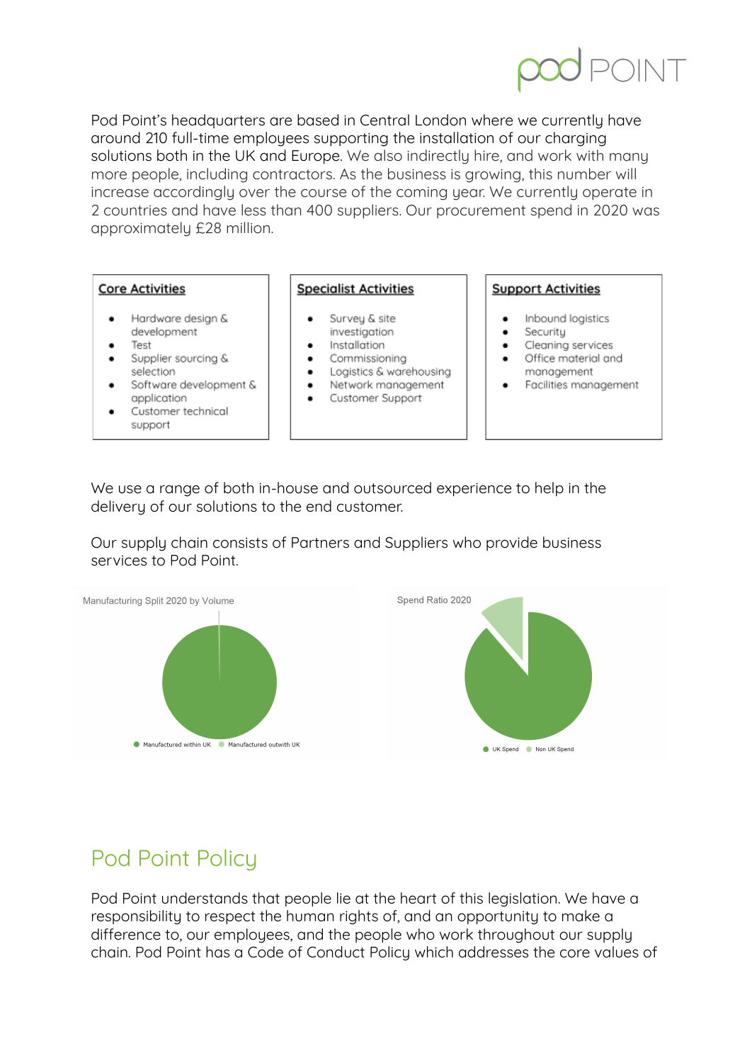Pod Point's headquarters are based in Central London where we currently have around 210 full-time employees supporting the installation of our charging solutions both in the UK and Europe. We also indirectly hire, and work with many more people, including contractors. As the business is growing, this number will increase accordingly over the course of the coming year. We currently operate in 2 countries and have less than 400 suppliers. Our procurement spend in 2020 was approximately £28 million.

**Core Activities**

- Hardware design & development
- Test
- Supplier sourcing & selection
- Software development & application
- Customer technical support

**Specialist Activities**

- Survey & site investigation
- Installation
- Commissioning
- Logistics & warehousing
- Network management
- Customer Support

**Support Activities**

- Inbound logistics
- Security
- Cleaning services
- Office material and management
- Facilities management

We use a range of both in-house and outsourced experience to help in the delivery of our solutions to the end customer.

Our supply chain consists of Partners and Suppliers who provide business services to Pod Point.

Manufacturing Split 2020 by Volume

Manufactured within UK · Manufactured outwith UK

Spend Ratio 2020

UK Spend · Non UK Spend

## Pod Point Policy

Pod Point understands that people lie at the heart of this legislation. We have a responsibility to respect the human rights of, and an opportunity to make a difference to, our employees, and the people who work throughout our supply chain. Pod Point has a Code of Conduct Policy which addresses the core values of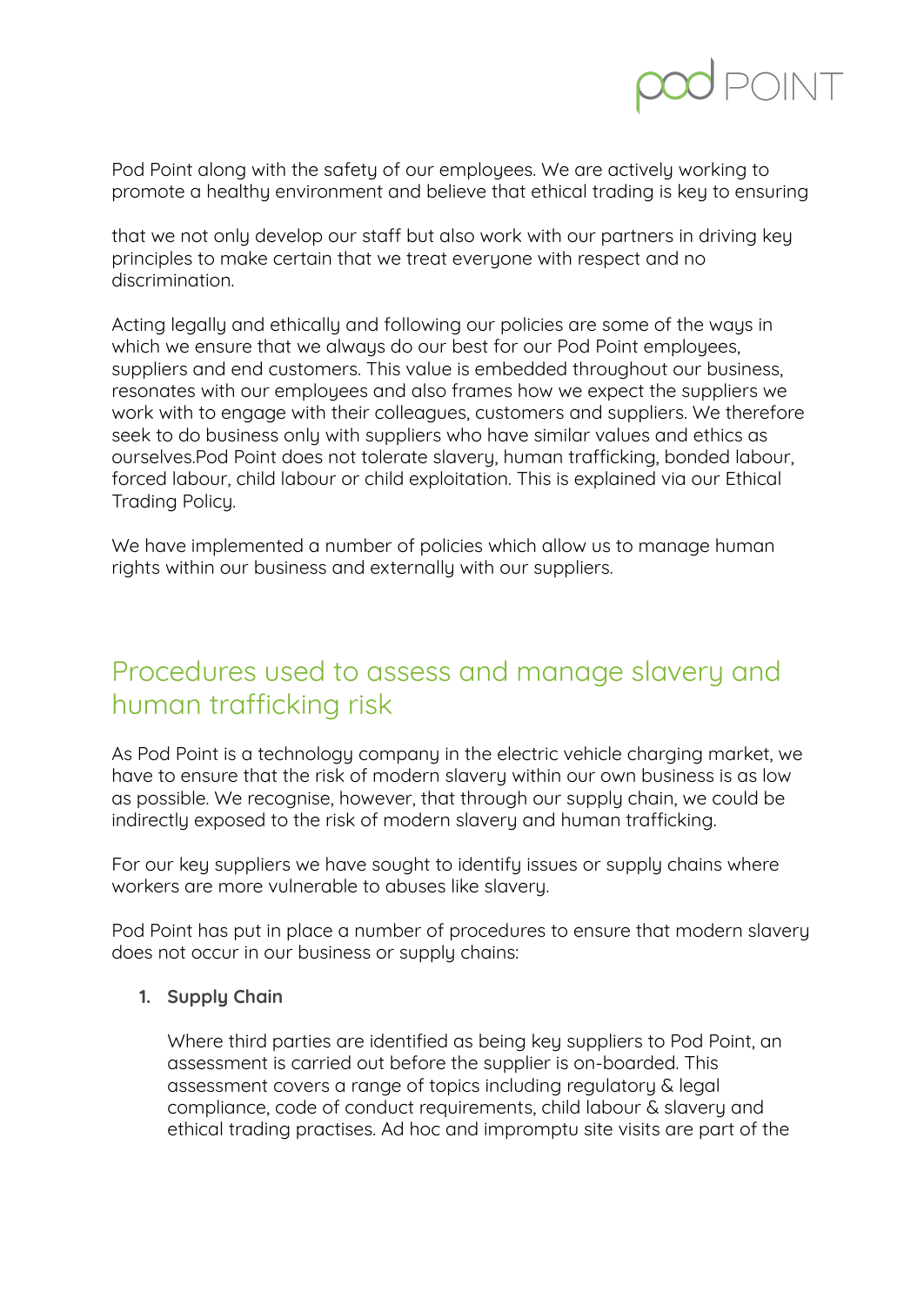Pod Point along with the safety of our employees. We are actively working to promote a healthy environment and believe that ethical trading is key to ensuring

that we not only develop our staff but also work with our partners in driving key principles to make certain that we treat everyone with respect and no discrimination.

Acting legally and ethically and following our policies are some of the ways in which we ensure that we always do our best for our Pod Point employees, suppliers and end customers. This value is embedded throughout our business, resonates with our employees and also frames how we expect the suppliers we work with to engage with their colleagues, customers and suppliers. We therefore seek to do business only with suppliers who have similar values and ethics as ourselves.Pod Point does not tolerate slavery, human trafficking, bonded labour, forced labour, child labour or child exploitation. This is explained via our Ethical Trading Policy.

We have implemented a number of policies which allow us to manage human rights within our business and externally with our suppliers.

## Procedures used to assess and manage slavery and human trafficking risk

As Pod Point is a technology company in the electric vehicle charging market, we have to ensure that the risk of modern slavery within our own business is as low as possible. We recognise, however, that through our supply chain, we could be indirectly exposed to the risk of modern slavery and human trafficking.

For our key suppliers we have sought to identify issues or supply chains where workers are more vulnerable to abuses like slavery.

Pod Point has put in place a number of procedures to ensure that modern slavery does not occur in our business or supply chains:

1. **Supply Chain**

   Where third parties are identified as being key suppliers to Pod Point, an assessment is carried out before the supplier is on-boarded. This assessment covers a range of topics including regulatory & legal compliance, code of conduct requirements, child labour & slavery and ethical trading practises. Ad hoc and impromptu site visits are part of the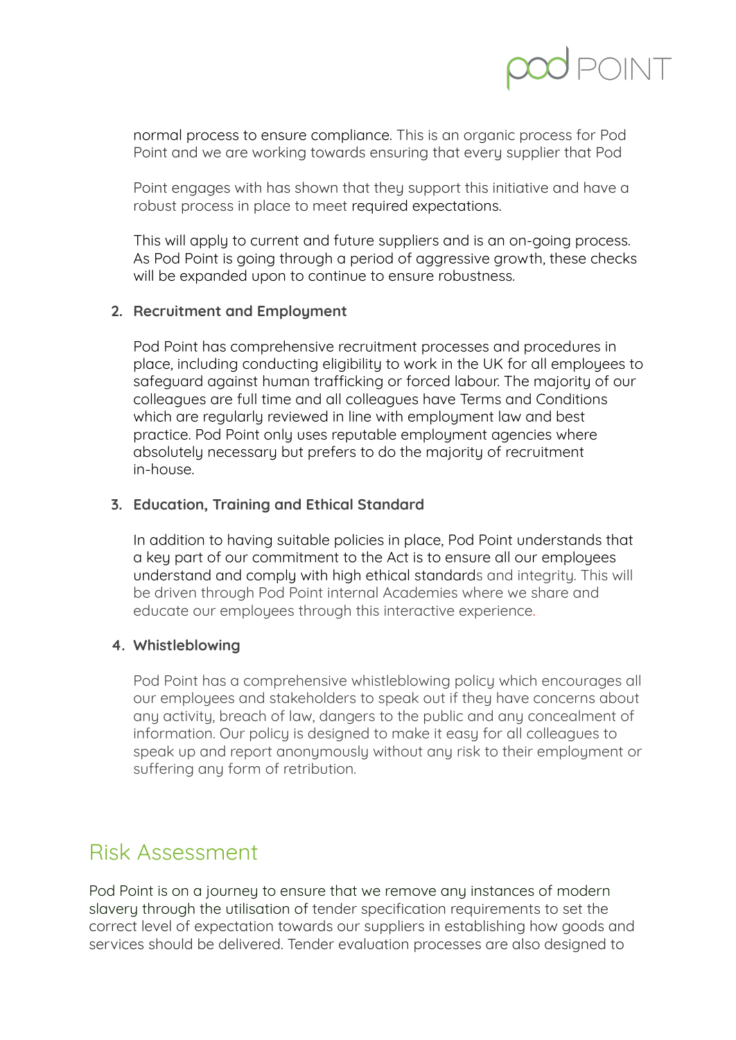normal process to ensure compliance. This is an organic process for Pod Point and we are working towards ensuring that every supplier that Pod

Point engages with has shown that they support this initiative and have a robust process in place to meet required expectations.

This will apply to current and future suppliers and is an on-going process. As Pod Point is going through a period of aggressive growth, these checks will be expanded upon to continue to ensure robustness.

2. **Recruitment and Employment**

   Pod Point has comprehensive recruitment processes and procedures in place, including conducting eligibility to work in the UK for all employees to safeguard against human trafficking or forced labour. The majority of our colleagues are full time and all colleagues have Terms and Conditions which are regularly reviewed in line with employment law and best practice. Pod Point only uses reputable employment agencies where absolutely necessary but prefers to do the majority of recruitment in-house.

3. **Education, Training and Ethical Standard**

   In addition to having suitable policies in place, Pod Point understands that a key part of our commitment to the Act is to ensure all our employees understand and comply with high ethical standards and integrity. This will be driven through Pod Point internal Academies where we share and educate our employees through this interactive experience.

4. **Whistleblowing**

   Pod Point has a comprehensive whistleblowing policy which encourages all our employees and stakeholders to speak out if they have concerns about any activity, breach of law, dangers to the public and any concealment of information. Our policy is designed to make it easy for all colleagues to speak up and report anonymously without any risk to their employment or suffering any form of retribution.

## Risk Assessment

Pod Point is on a journey to ensure that we remove any instances of modern slavery through the utilisation of tender specification requirements to set the correct level of expectation towards our suppliers in establishing how goods and services should be delivered. Tender evaluation processes are also designed to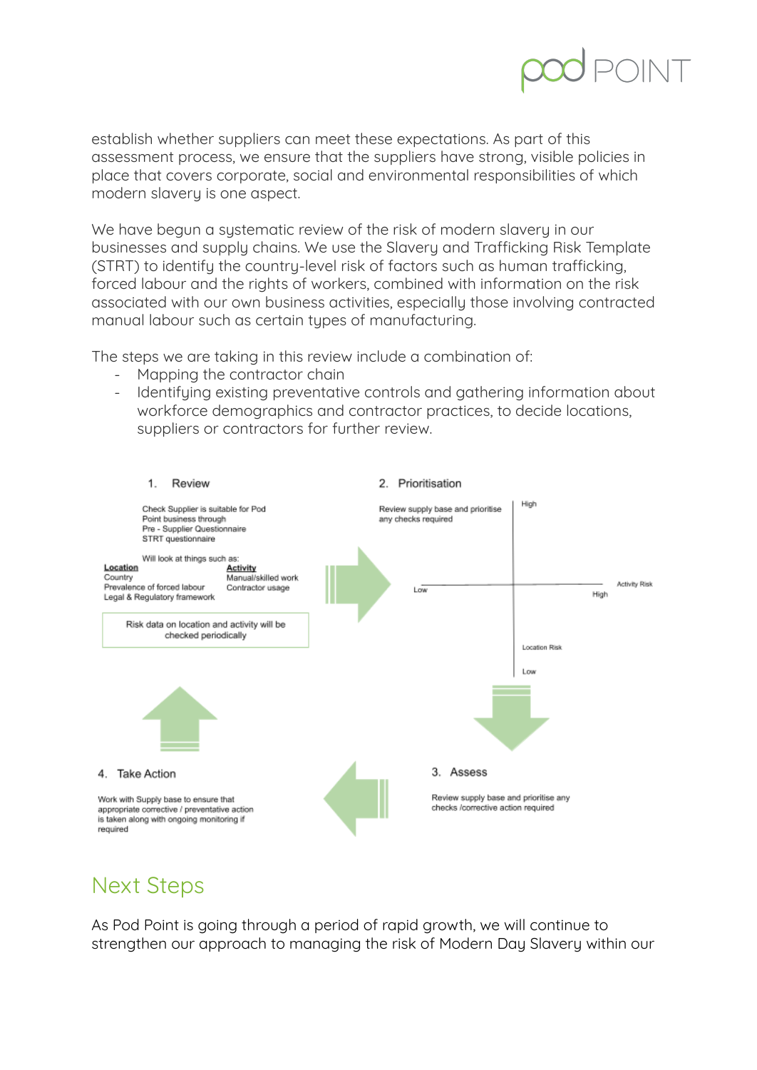establish whether suppliers can meet these expectations. As part of this assessment process, we ensure that the suppliers have strong, visible policies in place that covers corporate, social and environmental responsibilities of which modern slavery is one aspect.

We have begun a systematic review of the risk of modern slavery in our businesses and supply chains. We use the Slavery and Trafficking Risk Template (STRT) to identify the country-level risk of factors such as human trafficking, forced labour and the rights of workers, combined with information on the risk associated with our own business activities, especially those involving contracted manual labour such as certain types of manufacturing.

The steps we are taking in this review include a combination of:

- Mapping the contractor chain
- Identifying existing preventative controls and gathering information about workforce demographics and contractor practices, to decide locations, suppliers or contractors for further review.

1. Review

Check Supplier is suitable for Pod Point business through Pre - Supplier Questionnaire STRT questionnaire

Will look at things such as:

**Location**
Country
Prevalence of forced labour
Legal & Regulatory framework

**Activity**
Manual/skilled work
Contractor usage

Risk data on location and activity will be checked periodically

2. Prioritisation

Review supply base and prioritise any checks required

Activity Risk: Low – High
Location Risk: Low – High

3. Assess

Review supply base and prioritise any checks /corrective action required

4. Take Action

Work with Supply base to ensure that appropriate corrective / preventative action is taken along with ongoing monitoring if required

## Next Steps

As Pod Point is going through a period of rapid growth, we will continue to strengthen our approach to managing the risk of Modern Day Slavery within our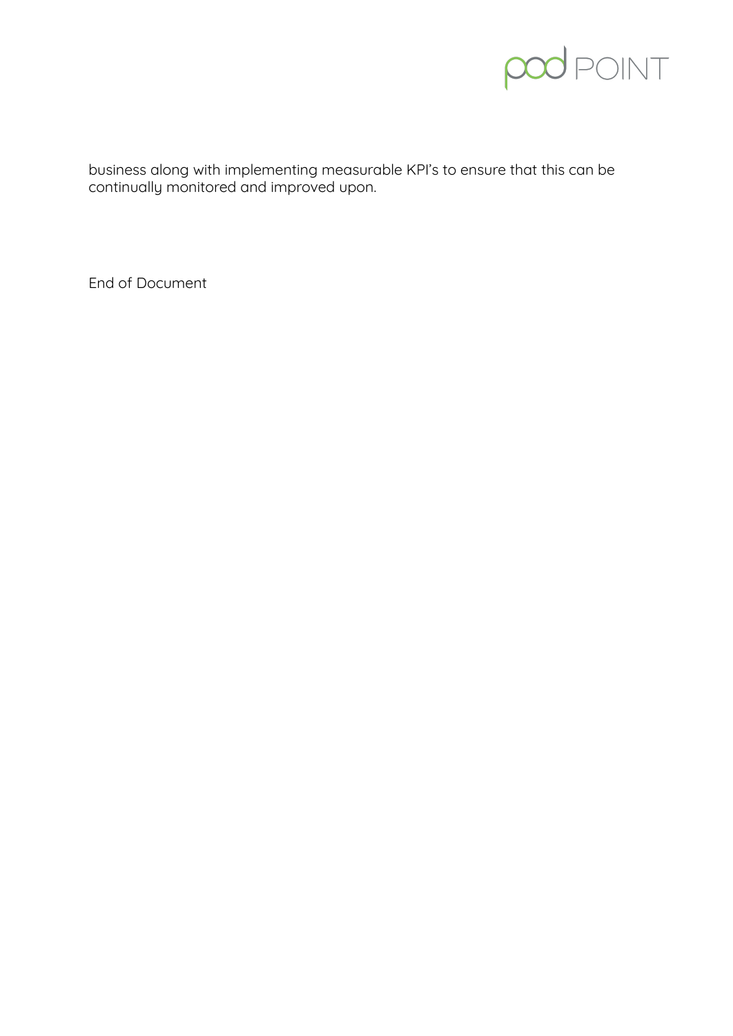business along with implementing measurable KPI's to ensure that this can be continually monitored and improved upon.

End of Document